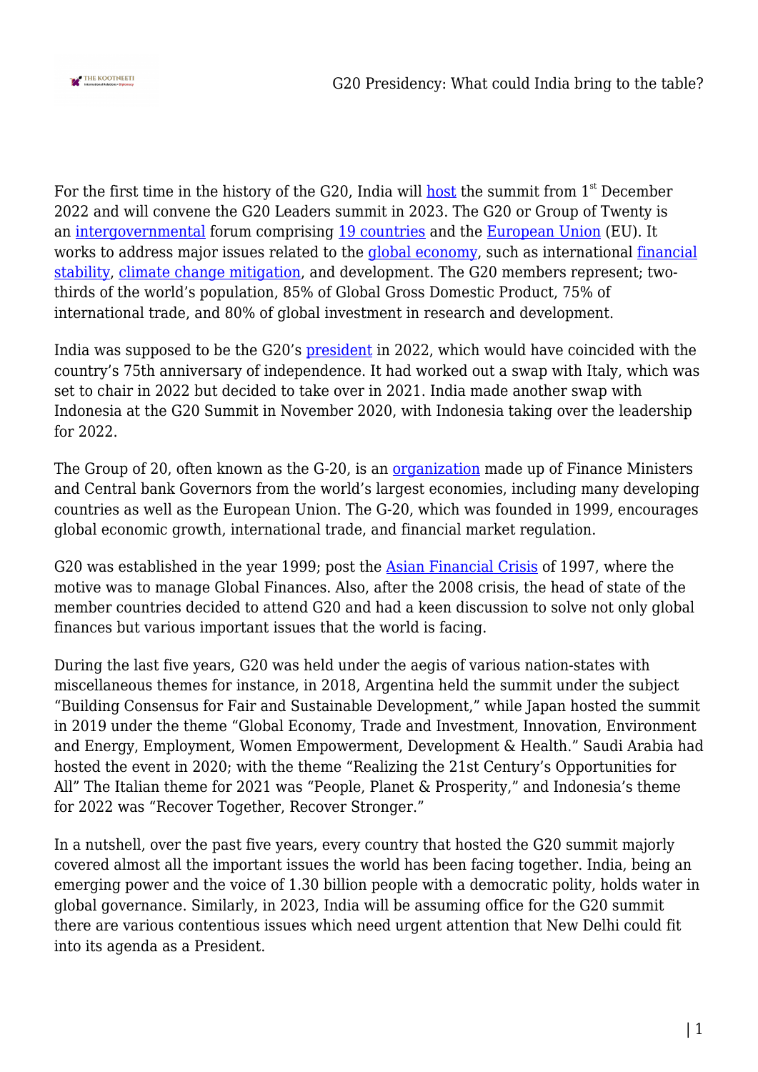For the first time in the history of the G20, India will host the summit from 1st December 2022 and will convene the G20 Leaders summit in 2023. The G20 or Group of Twenty is an intergovernmental forum comprising 19 countries and the European Union (EU). It works to address major issues related to the global economy, such as international financial stability, climate change mitigation, and development. The G20 members represent; two-thirds of the world's population, 85% of Global Gross Domestic Product, 75% of international trade, and 80% of global investment in research and development.

India was supposed to be the G20's president in 2022, which would have coincided with the country's 75th anniversary of independence. It had worked out a swap with Italy, which was set to chair in 2022 but decided to take over in 2021. India made another swap with Indonesia at the G20 Summit in November 2020, with Indonesia taking over the leadership for 2022.

The Group of 20, often known as the G-20, is an organization made up of Finance Ministers and Central bank Governors from the world's largest economies, including many developing countries as well as the European Union. The G-20, which was founded in 1999, encourages global economic growth, international trade, and financial market regulation.

G20 was established in the year 1999; post the Asian Financial Crisis of 1997, where the motive was to manage Global Finances. Also, after the 2008 crisis, the head of state of the member countries decided to attend G20 and had a keen discussion to solve not only global finances but various important issues that the world is facing.

During the last five years, G20 was held under the aegis of various nation-states with miscellaneous themes for instance, in 2018, Argentina held the summit under the subject "Building Consensus for Fair and Sustainable Development," while Japan hosted the summit in 2019 under the theme "Global Economy, Trade and Investment, Innovation, Environment and Energy, Employment, Women Empowerment, Development & Health." Saudi Arabia had hosted the event in 2020; with the theme "Realizing the 21st Century's Opportunities for All" The Italian theme for 2021 was "People, Planet & Prosperity," and Indonesia's theme for 2022 was "Recover Together, Recover Stronger."

In a nutshell, over the past five years, every country that hosted the G20 summit majorly covered almost all the important issues the world has been facing together. India, being an emerging power and the voice of 1.30 billion people with a democratic polity, holds water in global governance. Similarly, in 2023, India will be assuming office for the G20 summit there are various contentious issues which need urgent attention that New Delhi could fit into its agenda as a President.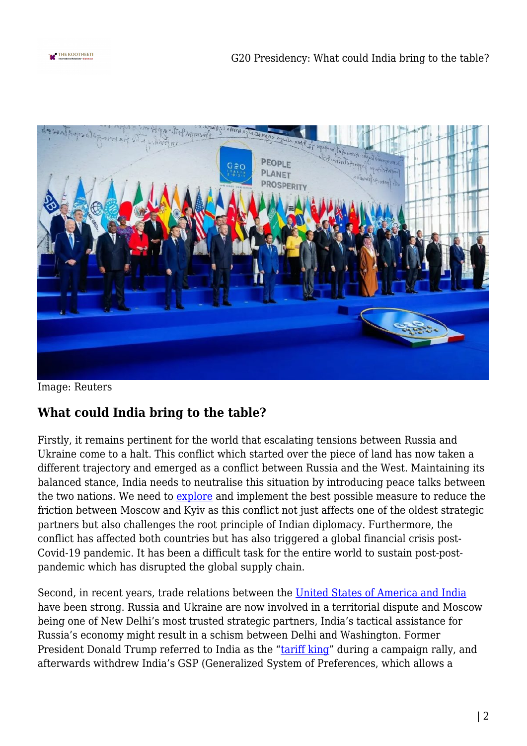Image: Reuters

## What could India bring to the table?

Firstly, it remains pertinent for the world that escalating tensions between Russia and Ukraine come to a halt. This conflict which started over the piece of land has now taken a different trajectory and emerged as a conflict between Russia and the West. Maintaining its balanced stance, India needs to neutralise this situation by introducing peace talks between the two nations. We need to explore and implement the best possible measure to reduce the friction between Moscow and Kyiv as this conflict not just affects one of the oldest strategic partners but also challenges the root principle of Indian diplomacy. Furthermore, the conflict has affected both countries but has also triggered a global financial crisis post-Covid-19 pandemic. It has been a difficult task for the entire world to sustain post-post-pandemic which has disrupted the global supply chain.

Second, in recent years, trade relations between the United States of America and India have been strong. Russia and Ukraine are now involved in a territorial dispute and Moscow being one of New Delhi's most trusted strategic partners, India's tactical assistance for Russia's economy might result in a schism between Delhi and Washington. Former President Donald Trump referred to India as the "tariff king" during a campaign rally, and afterwards withdrew India's GSP (Generalized System of Preferences, which allows a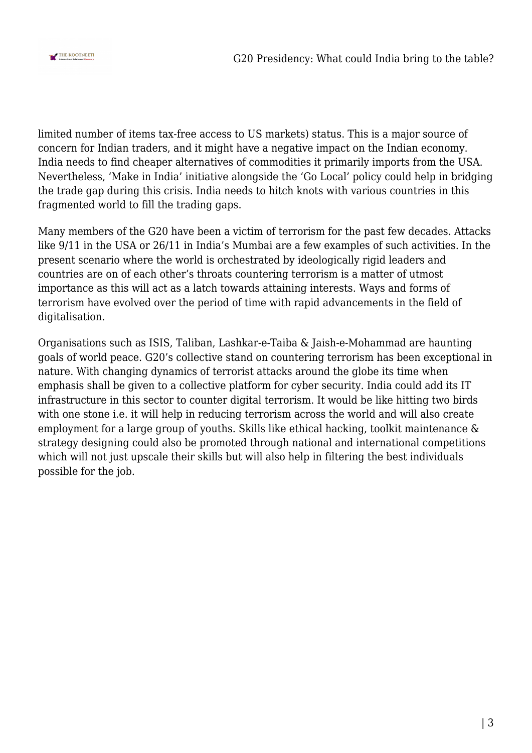limited number of items tax-free access to US markets) status. This is a major source of concern for Indian traders, and it might have a negative impact on the Indian economy. India needs to find cheaper alternatives of commodities it primarily imports from the USA. Nevertheless, 'Make in India' initiative alongside the 'Go Local' policy could help in bridging the trade gap during this crisis. India needs to hitch knots with various countries in this fragmented world to fill the trading gaps.

Many members of the G20 have been a victim of terrorism for the past few decades. Attacks like 9/11 in the USA or 26/11 in India's Mumbai are a few examples of such activities. In the present scenario where the world is orchestrated by ideologically rigid leaders and countries are on of each other's throats countering terrorism is a matter of utmost importance as this will act as a latch towards attaining interests. Ways and forms of terrorism have evolved over the period of time with rapid advancements in the field of digitalisation.

Organisations such as ISIS, Taliban, Lashkar-e-Taiba & Jaish-e-Mohammad are haunting goals of world peace. G20's collective stand on countering terrorism has been exceptional in nature. With changing dynamics of terrorist attacks around the globe its time when emphasis shall be given to a collective platform for cyber security. India could add its IT infrastructure in this sector to counter digital terrorism. It would be like hitting two birds with one stone i.e. it will help in reducing terrorism across the world and will also create employment for a large group of youths. Skills like ethical hacking, toolkit maintenance & strategy designing could also be promoted through national and international competitions which will not just upscale their skills but will also help in filtering the best individuals possible for the job.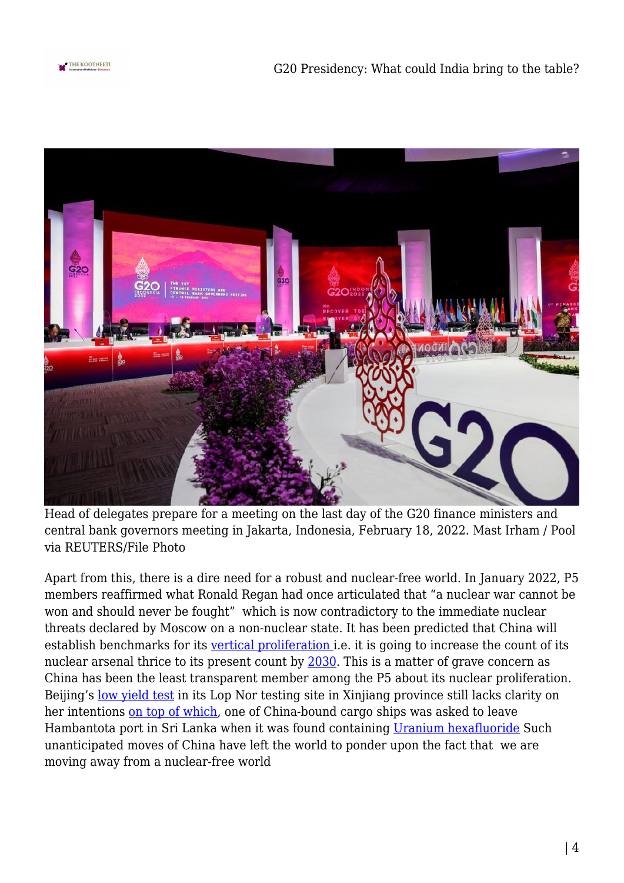Head of delegates prepare for a meeting on the last day of the G20 finance ministers and central bank governors meeting in Jakarta, Indonesia, February 18, 2022. Mast Irham / Pool via REUTERS/File Photo

Apart from this, there is a dire need for a robust and nuclear-free world. In January 2022, P5 members reaffirmed what Ronald Regan had once articulated that "a nuclear war cannot be won and should never be fought" which is now contradictory to the immediate nuclear threats declared by Moscow on a non-nuclear state. It has been predicted that China will establish benchmarks for its vertical proliferation i.e. it is going to increase the count of its nuclear arsenal thrice to its present count by 2030. This is a matter of grave concern as China has been the least transparent member among the P5 about its nuclear proliferation. Beijing's low yield test in its Lop Nor testing site in Xinjiang province still lacks clarity on her intentions on top of which, one of China-bound cargo ships was asked to leave Hambantota port in Sri Lanka when it was found containing Uranium hexafluoride Such unanticipated moves of China have left the world to ponder upon the fact that we are moving away from a nuclear-free world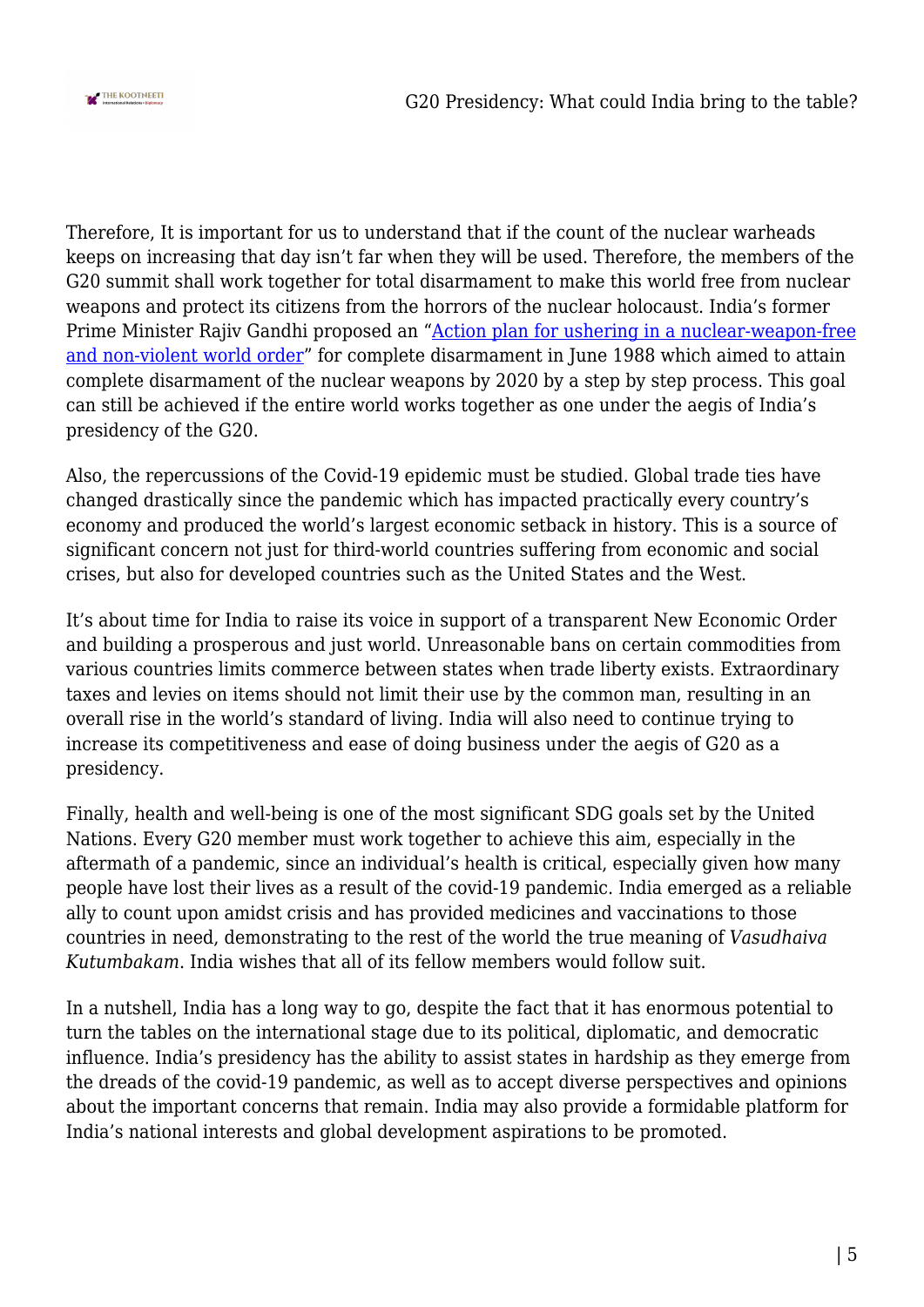Therefore, It is important for us to understand that if the count of the nuclear warheads keeps on increasing that day isn't far when they will be used. Therefore, the members of the G20 summit shall work together for total disarmament to make this world free from nuclear weapons and protect its citizens from the horrors of the nuclear holocaust. India's former Prime Minister Rajiv Gandhi proposed an "Action plan for ushering in a nuclear-weapon-free and non-violent world order" for complete disarmament in June 1988 which aimed to attain complete disarmament of the nuclear weapons by 2020 by a step by step process. This goal can still be achieved if the entire world works together as one under the aegis of India's presidency of the G20.

Also, the repercussions of the Covid-19 epidemic must be studied. Global trade ties have changed drastically since the pandemic which has impacted practically every country's economy and produced the world's largest economic setback in history. This is a source of significant concern not just for third-world countries suffering from economic and social crises, but also for developed countries such as the United States and the West.

It's about time for India to raise its voice in support of a transparent New Economic Order and building a prosperous and just world. Unreasonable bans on certain commodities from various countries limits commerce between states when trade liberty exists. Extraordinary taxes and levies on items should not limit their use by the common man, resulting in an overall rise in the world's standard of living. India will also need to continue trying to increase its competitiveness and ease of doing business under the aegis of G20 as a presidency.

Finally, health and well-being is one of the most significant SDG goals set by the United Nations. Every G20 member must work together to achieve this aim, especially in the aftermath of a pandemic, since an individual's health is critical, especially given how many people have lost their lives as a result of the covid-19 pandemic. India emerged as a reliable ally to count upon amidst crisis and has provided medicines and vaccinations to those countries in need, demonstrating to the rest of the world the true meaning of *Vasudhaiva Kutumbakam*. India wishes that all of its fellow members would follow suit.

In a nutshell, India has a long way to go, despite the fact that it has enormous potential to turn the tables on the international stage due to its political, diplomatic, and democratic influence. India's presidency has the ability to assist states in hardship as they emerge from the dreads of the covid-19 pandemic, as well as to accept diverse perspectives and opinions about the important concerns that remain. India may also provide a formidable platform for India's national interests and global development aspirations to be promoted.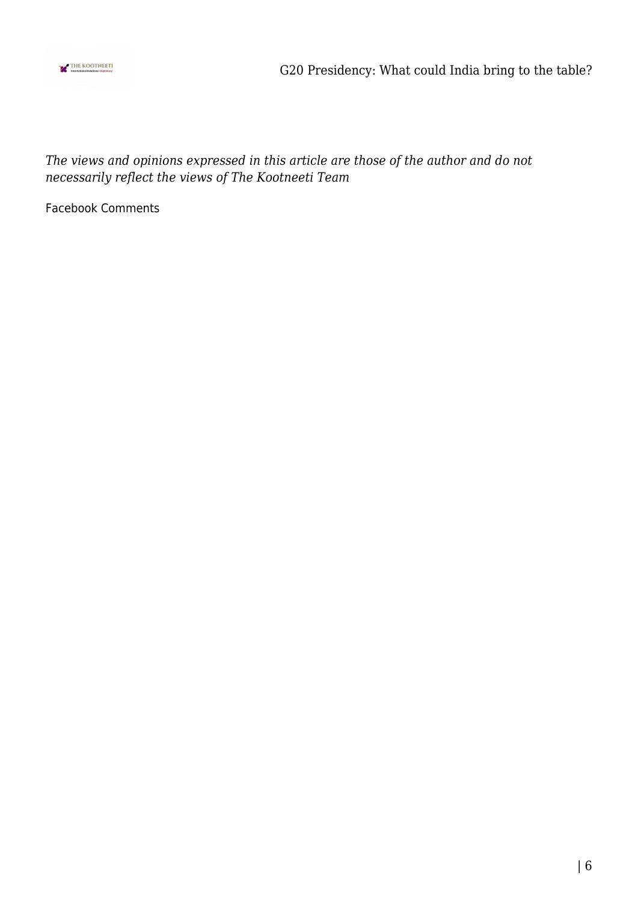*The views and opinions expressed in this article are those of the author and do not necessarily reflect the views of The Kootneeti Team*

Facebook Comments